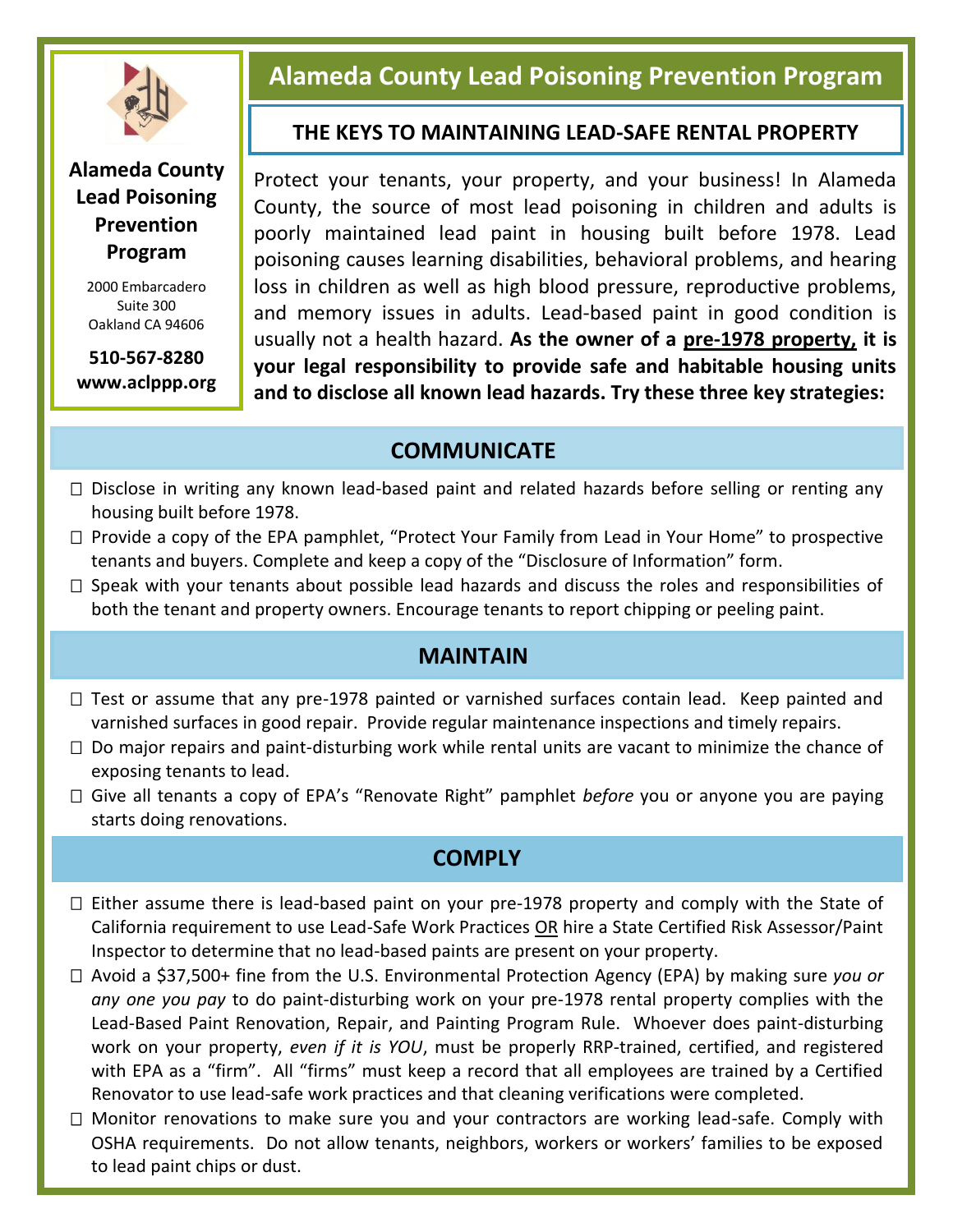**Alameda County Lead Poisoning Prevention Program**

2000 Embarcadero
Suite 300
Oakland CA 94606

**510-567-8280**
**www.aclppp.org**

# Alameda County Lead Poisoning Prevention Program

## THE KEYS TO MAINTAINING LEAD-SAFE RENTAL PROPERTY

Protect your tenants, your property, and your business! In Alameda County, the source of most lead poisoning in children and adults is poorly maintained lead paint in housing built before 1978. Lead poisoning causes learning disabilities, behavioral problems, and hearing loss in children as well as high blood pressure, reproductive problems, and memory issues in adults. Lead-based paint in good condition is usually not a health hazard. **As the owner of a <u>pre-1978 property,</u> it is your legal responsibility to provide safe and habitable housing units and to disclose all known lead hazards. Try these three key strategies:**

## COMMUNICATE

- ☐ Disclose in writing any known lead-based paint and related hazards before selling or renting any housing built before 1978.
- ☐ Provide a copy of the EPA pamphlet, "Protect Your Family from Lead in Your Home" to prospective tenants and buyers. Complete and keep a copy of the "Disclosure of Information" form.
- ☐ Speak with your tenants about possible lead hazards and discuss the roles and responsibilities of both the tenant and property owners. Encourage tenants to report chipping or peeling paint.

## MAINTAIN

- ☐ Test or assume that any pre-1978 painted or varnished surfaces contain lead. Keep painted and varnished surfaces in good repair. Provide regular maintenance inspections and timely repairs.
- ☐ Do major repairs and paint-disturbing work while rental units are vacant to minimize the chance of exposing tenants to lead.
- ☐ Give all tenants a copy of EPA's "Renovate Right" pamphlet *before* you or anyone you are paying starts doing renovations.

## COMPLY

- ☐ Either assume there is lead-based paint on your pre-1978 property and comply with the State of California requirement to use Lead-Safe Work Practices <u>OR</u> hire a State Certified Risk Assessor/Paint Inspector to determine that no lead-based paints are present on your property.
- ☐ Avoid a $37,500+ fine from the U.S. Environmental Protection Agency (EPA) by making sure *you or any one you pay* to do paint-disturbing work on your pre-1978 rental property complies with the Lead-Based Paint Renovation, Repair, and Painting Program Rule. Whoever does paint-disturbing work on your property, *even if it is YOU*, must be properly RRP-trained, certified, and registered with EPA as a "firm". All "firms" must keep a record that all employees are trained by a Certified Renovator to use lead-safe work practices and that cleaning verifications were completed.
- ☐ Monitor renovations to make sure you and your contractors are working lead-safe. Comply with OSHA requirements. Do not allow tenants, neighbors, workers or workers' families to be exposed to lead paint chips or dust.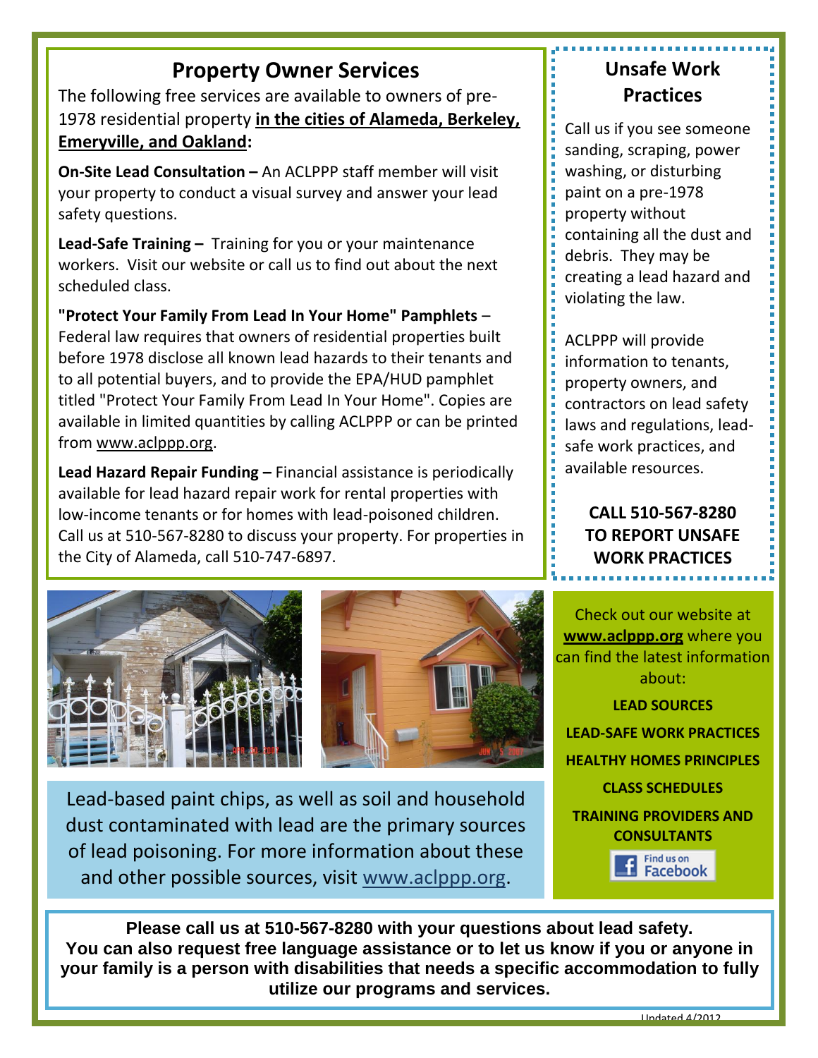## Property Owner Services

The following free services are available to owners of pre-1978 residential property **in the cities of Alameda, Berkeley, Emeryville, and Oakland:**

**On-Site Lead Consultation –** An ACLPPP staff member will visit your property to conduct a visual survey and answer your lead safety questions.

**Lead-Safe Training –** Training for you or your maintenance workers. Visit our website or call us to find out about the next scheduled class.

**"Protect Your Family From Lead In Your Home" Pamphlets** – Federal law requires that owners of residential properties built before 1978 disclose all known lead hazards to their tenants and to all potential buyers, and to provide the EPA/HUD pamphlet titled "Protect Your Family From Lead In Your Home". Copies are available in limited quantities by calling ACLPPP or can be printed from www.aclppp.org.

**Lead Hazard Repair Funding –** Financial assistance is periodically available for lead hazard repair work for rental properties with low-income tenants or for homes with lead-poisoned children. Call us at 510-567-8280 to discuss your property. For properties in the City of Alameda, call 510-747-6897.

Lead-based paint chips, as well as soil and household dust contaminated with lead are the primary sources of lead poisoning. For more information about these and other possible sources, visit www.aclppp.org.

## Unsafe Work Practices

Call us if you see someone sanding, scraping, power washing, or disturbing paint on a pre-1978 property without containing all the dust and debris. They may be creating a lead hazard and violating the law.

ACLPPP will provide information to tenants, property owners, and contractors on lead safety laws and regulations, lead-safe work practices, and available resources.

**CALL 510-567-8280 TO REPORT UNSAFE WORK PRACTICES**

Check out our website at **www.aclppp.org** where you can find the latest information about:

**LEAD SOURCES**

**LEAD-SAFE WORK PRACTICES**

**HEALTHY HOMES PRINCIPLES**

**CLASS SCHEDULES**

**TRAINING PROVIDERS AND CONSULTANTS**

Find us on Facebook

**Please call us at 510-567-8280 with your questions about lead safety. You can also request free language assistance or to let us know if you or anyone in your family is a person with disabilities that needs a specific accommodation to fully utilize our programs and services.**

Updated 4/2012